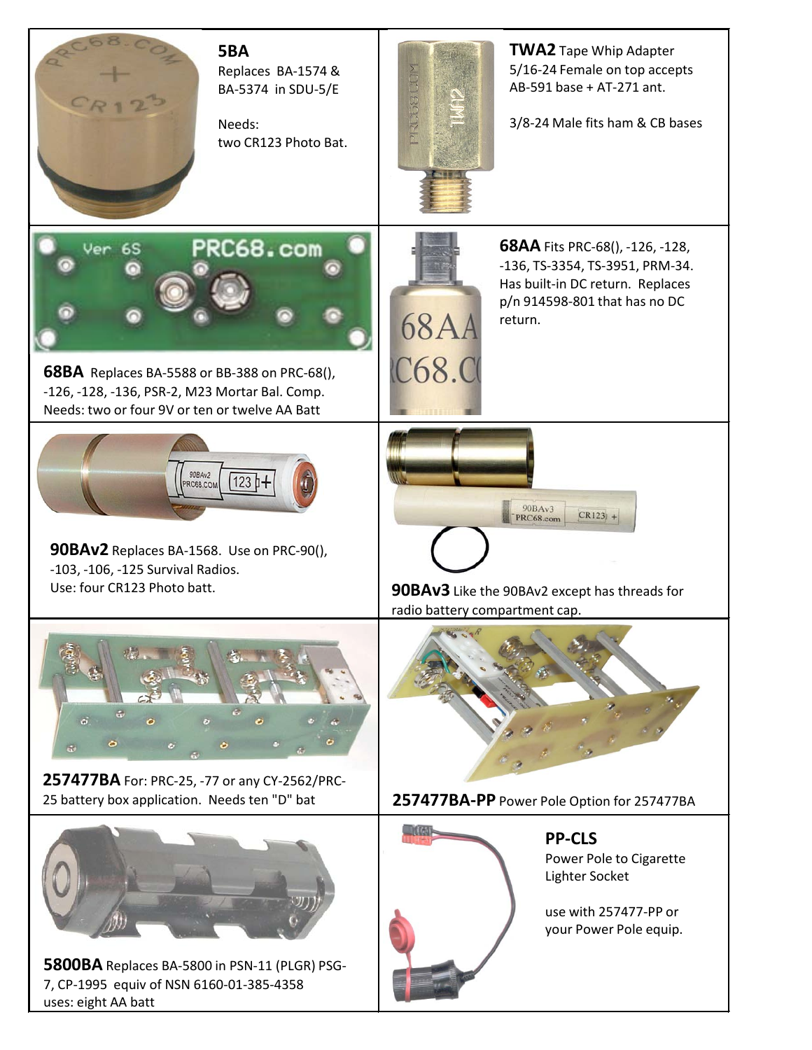**5BA** Replaces BA-1574 & BA-5374 in SDU-5/E

Needs:
two CR123 Photo Bat.

**TWA2** Tape Whip Adapter
5/16-24 Female on top accepts AB-591 base + AT-271 ant.

3/8-24 Male fits ham & CB bases

**68BA** Replaces BA-5588 or BB-388 on PRC-68(), -126, -128, -136, PSR-2, M23 Mortar Bal. Comp.
Needs: two or four 9V or ten or twelve AA Batt

**68AA** Fits PRC-68(), -126, -128, -136, TS-3354, TS-3951, PRM-34. Has built-in DC return. Replaces p/n 914598-801 that has no DC return.

**90BAv2** Replaces BA-1568. Use on PRC-90(), -103, -106, -125 Survival Radios.
Use: four CR123 Photo batt.

**90BAv3** Like the 90BAv2 except has threads for radio battery compartment cap.

**257477BA** For: PRC-25, -77 or any CY-2562/PRC-25 battery box application. Needs ten "D" bat

**257477BA-PP** Power Pole Option for 257477BA

**5800BA** Replaces BA-5800 in PSN-11 (PLGR) PSG-7, CP-1995 equiv of NSN 6160-01-385-4358
uses: eight AA batt

**PP-CLS**
Power Pole to Cigarette Lighter Socket

use with 257477-PP or your Power Pole equip.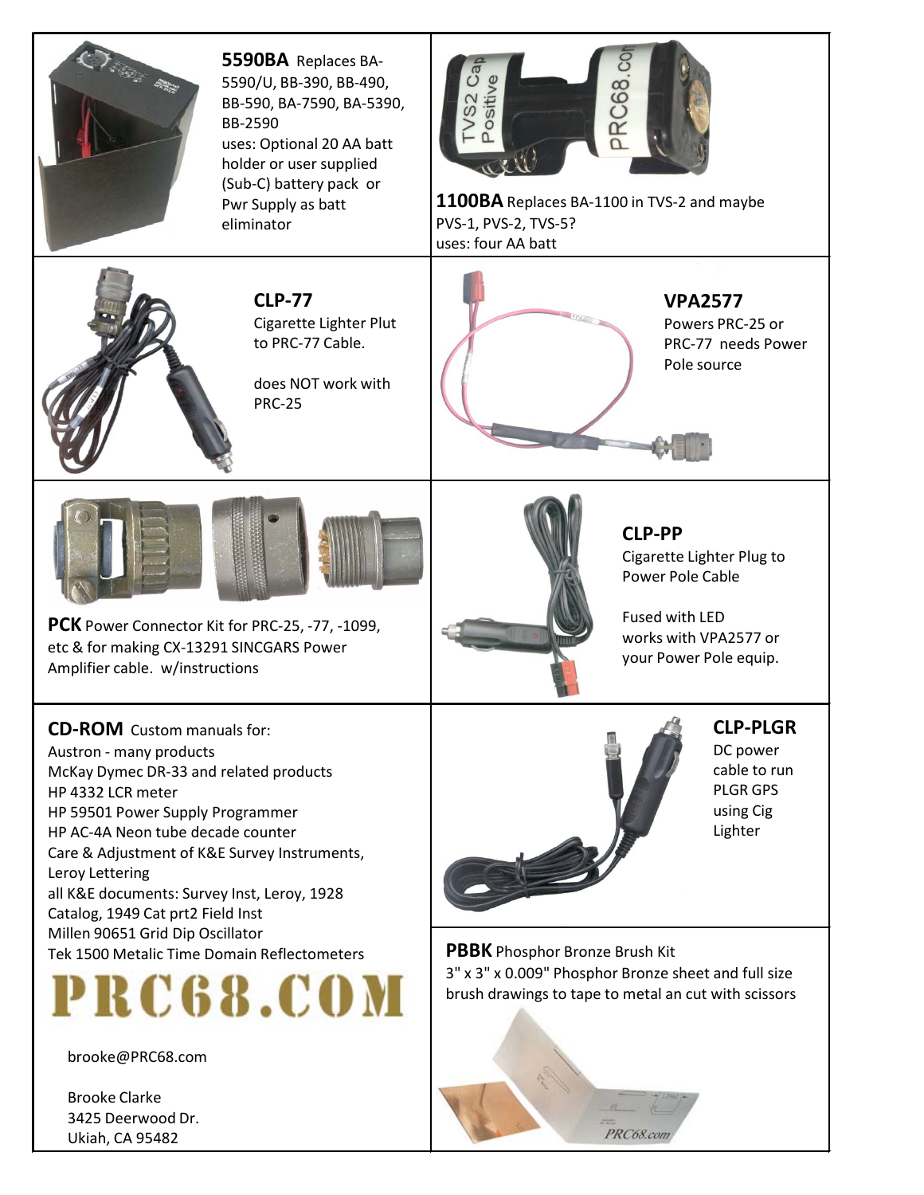**5590BA** Replaces BA-5590/U, BB-390, BB-490, BB-590, BA-7590, BA-5390, BB-2590
uses: Optional 20 AA batt holder or user supplied (Sub-C) battery pack or Pwr Supply as batt eliminator

**1100BA** Replaces BA-1100 in TVS-2 and maybe PVS-1, PVS-2, TVS-5?
uses: four AA batt

**CLP-77**
Cigarette Lighter Plut to PRC-77 Cable.

does NOT work with PRC-25

**VPA2577**
Powers PRC-25 or PRC-77 needs Power Pole source

**PCK** Power Connector Kit for PRC-25, -77, -1099, etc & for making CX-13291 SINCGARS Power Amplifier cable. w/instructions

**CLP-PP**
Cigarette Lighter Plug to Power Pole Cable

Fused with LED
works with VPA2577 or your Power Pole equip.

**CD-ROM** Custom manuals for:
Austron - many products
McKay Dymec DR-33 and related products
HP 4332 LCR meter
HP 59501 Power Supply Programmer
HP AC-4A Neon tube decade counter
Care & Adjustment of K&E Survey Instruments, Leroy Lettering
all K&E documents: Survey Inst, Leroy, 1928 Catalog, 1949 Cat prt2 Field Inst
Millen 90651 Grid Dip Oscillator
Tek 1500 Metalic Time Domain Reflectometers

**CLP-PLGR**
DC power cable to run PLGR GPS using Cig Lighter

**PBBK** Phosphor Bronze Brush Kit
3" x 3" x 0.009" Phosphor Bronze sheet and full size brush drawings to tape to metal an cut with scissors

# PRC68.COM

brooke@PRC68.com

Brooke Clarke
3425 Deerwood Dr.
Ukiah, CA 95482